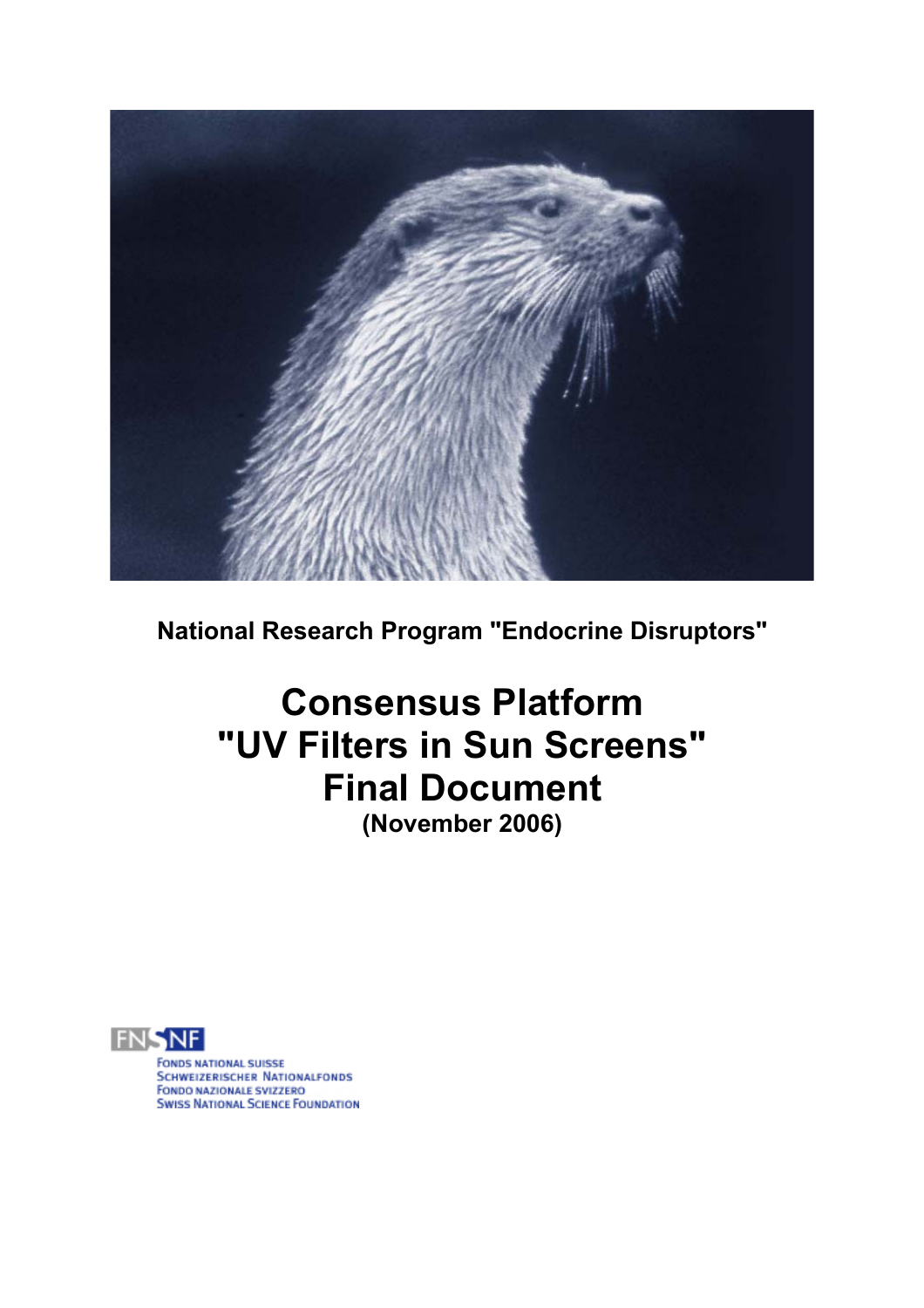**National Research Program "Endocrine Disruptors"**

# Consensus Platform "UV Filters in Sun Screens" Final Document

**(November 2006)**

FONDS NATIONAL SUISSE
SCHWEIZERISCHER NATIONALFONDS
FONDO NAZIONALE SVIZZERO
SWISS NATIONAL SCIENCE FOUNDATION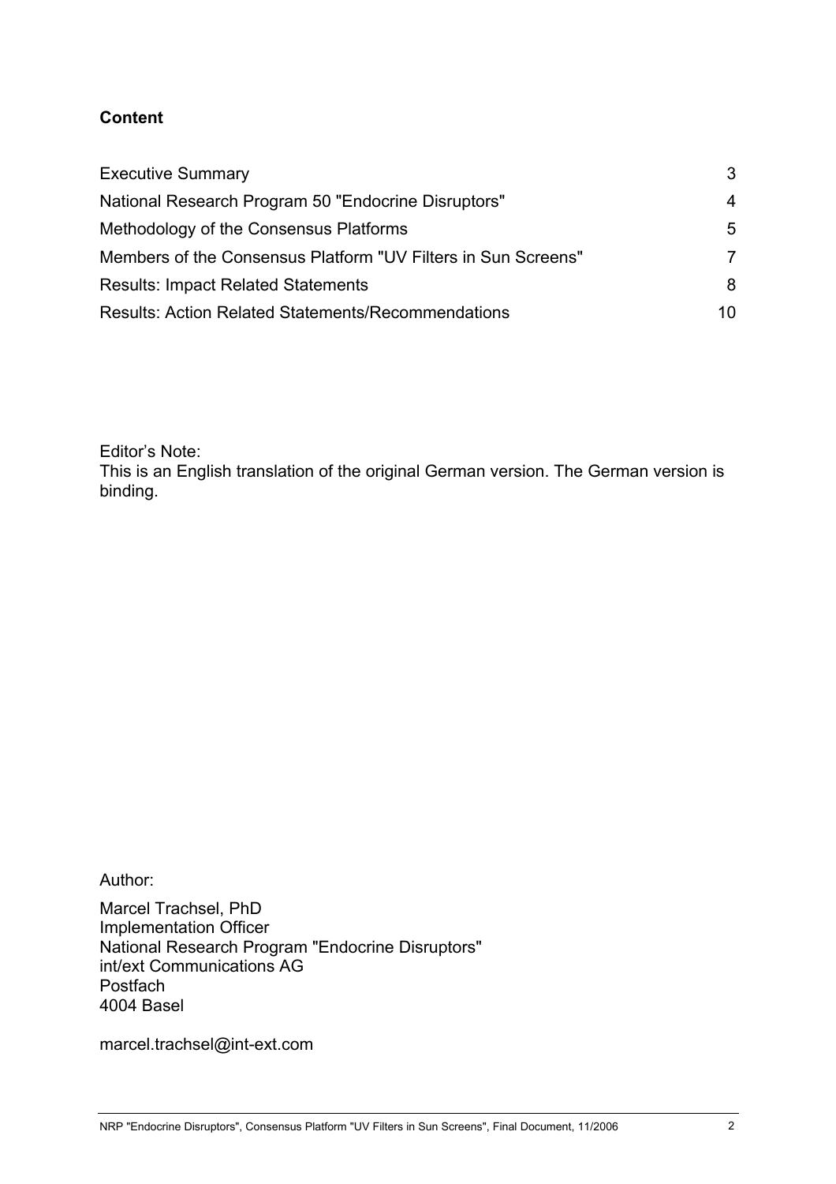**Content**

| | |
|---|---|
| Executive Summary | 3 |
| National Research Program 50 "Endocrine Disruptors" | 4 |
| Methodology of the Consensus Platforms | 5 |
| Members of the Consensus Platform "UV Filters in Sun Screens" | 7 |
| Results: Impact Related Statements | 8 |
| Results: Action Related Statements/Recommendations | 10 |

Editor's Note:
This is an English translation of the original German version. The German version is binding.

Author:

Marcel Trachsel, PhD
Implementation Officer
National Research Program "Endocrine Disruptors"
int/ext Communications AG
Postfach
4004 Basel

marcel.trachsel@int-ext.com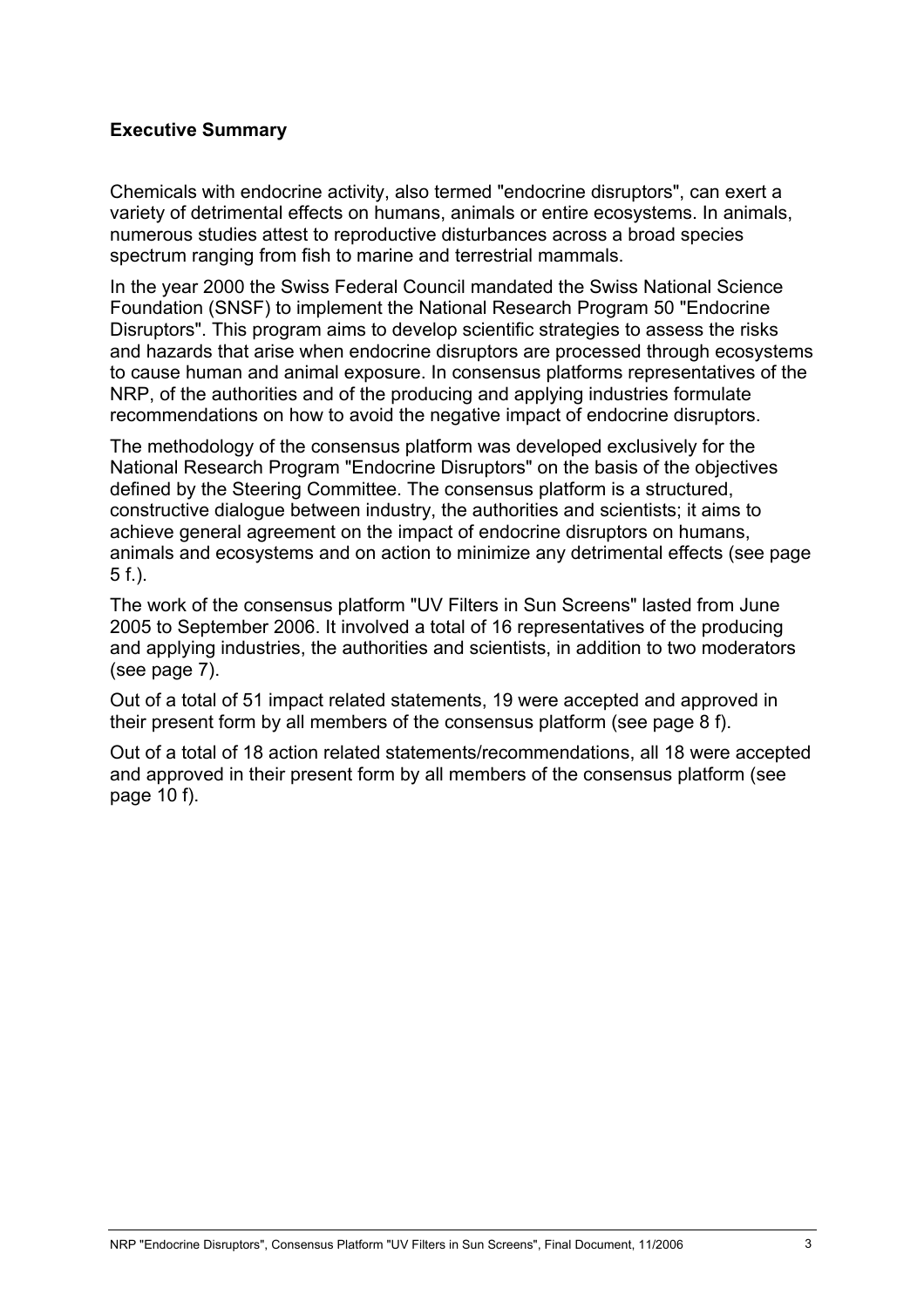## Executive Summary

Chemicals with endocrine activity, also termed "endocrine disruptors", can exert a variety of detrimental effects on humans, animals or entire ecosystems. In animals, numerous studies attest to reproductive disturbances across a broad species spectrum ranging from fish to marine and terrestrial mammals.

In the year 2000 the Swiss Federal Council mandated the Swiss National Science Foundation (SNSF) to implement the National Research Program 50 "Endocrine Disruptors". This program aims to develop scientific strategies to assess the risks and hazards that arise when endocrine disruptors are processed through ecosystems to cause human and animal exposure. In consensus platforms representatives of the NRP, of the authorities and of the producing and applying industries formulate recommendations on how to avoid the negative impact of endocrine disruptors.

The methodology of the consensus platform was developed exclusively for the National Research Program "Endocrine Disruptors" on the basis of the objectives defined by the Steering Committee. The consensus platform is a structured, constructive dialogue between industry, the authorities and scientists; it aims to achieve general agreement on the impact of endocrine disruptors on humans, animals and ecosystems and on action to minimize any detrimental effects (see page 5 f.).

The work of the consensus platform "UV Filters in Sun Screens" lasted from June 2005 to September 2006. It involved a total of 16 representatives of the producing and applying industries, the authorities and scientists, in addition to two moderators (see page 7).

Out of a total of 51 impact related statements, 19 were accepted and approved in their present form by all members of the consensus platform (see page 8 f).

Out of a total of 18 action related statements/recommendations, all 18 were accepted and approved in their present form by all members of the consensus platform (see page 10 f).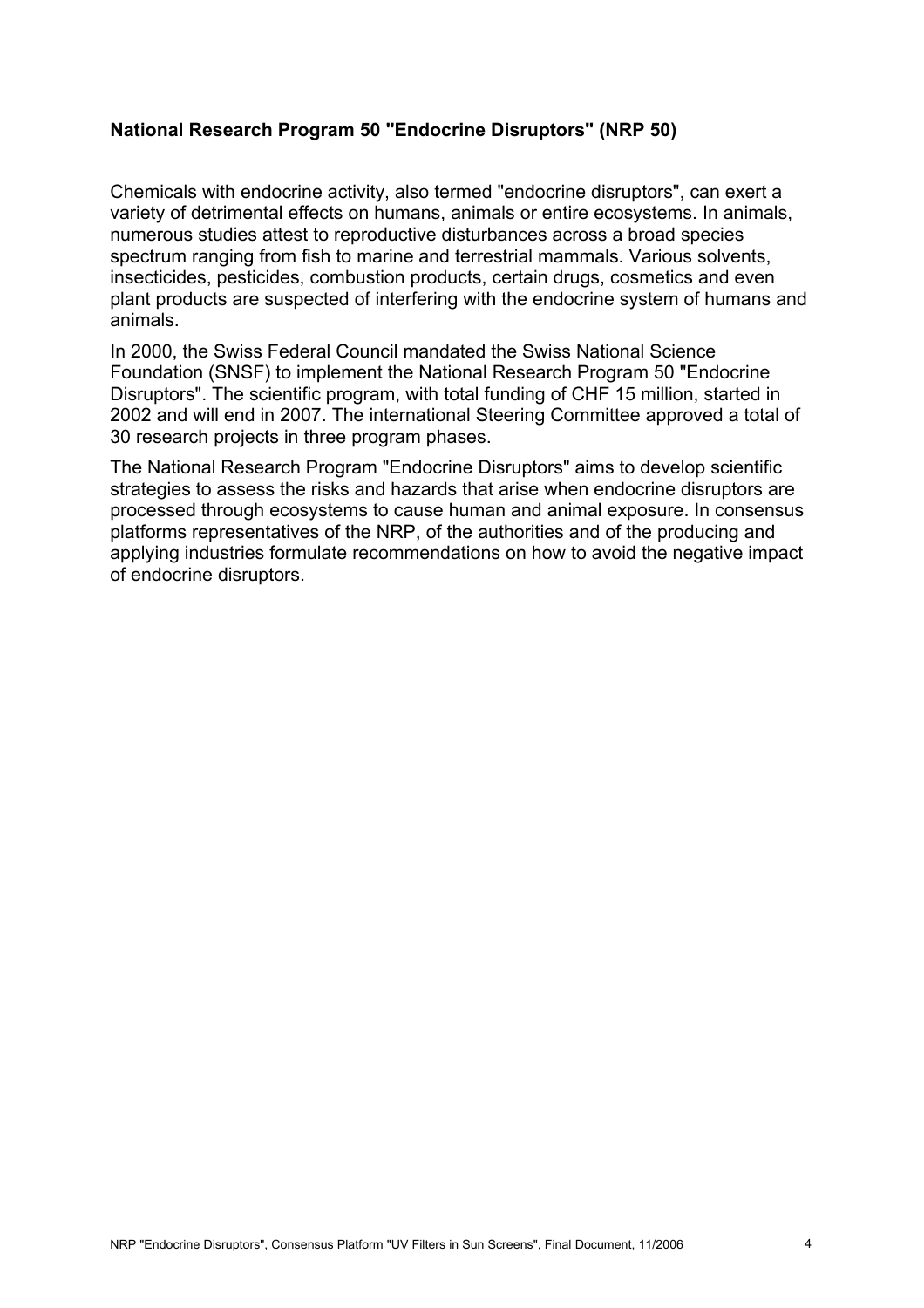## National Research Program 50 "Endocrine Disruptors" (NRP 50)

Chemicals with endocrine activity, also termed "endocrine disruptors", can exert a variety of detrimental effects on humans, animals or entire ecosystems. In animals, numerous studies attest to reproductive disturbances across a broad species spectrum ranging from fish to marine and terrestrial mammals. Various solvents, insecticides, pesticides, combustion products, certain drugs, cosmetics and even plant products are suspected of interfering with the endocrine system of humans and animals.

In 2000, the Swiss Federal Council mandated the Swiss National Science Foundation (SNSF) to implement the National Research Program 50 "Endocrine Disruptors". The scientific program, with total funding of CHF 15 million, started in 2002 and will end in 2007. The international Steering Committee approved a total of 30 research projects in three program phases.

The National Research Program "Endocrine Disruptors" aims to develop scientific strategies to assess the risks and hazards that arise when endocrine disruptors are processed through ecosystems to cause human and animal exposure. In consensus platforms representatives of the NRP, of the authorities and of the producing and applying industries formulate recommendations on how to avoid the negative impact of endocrine disruptors.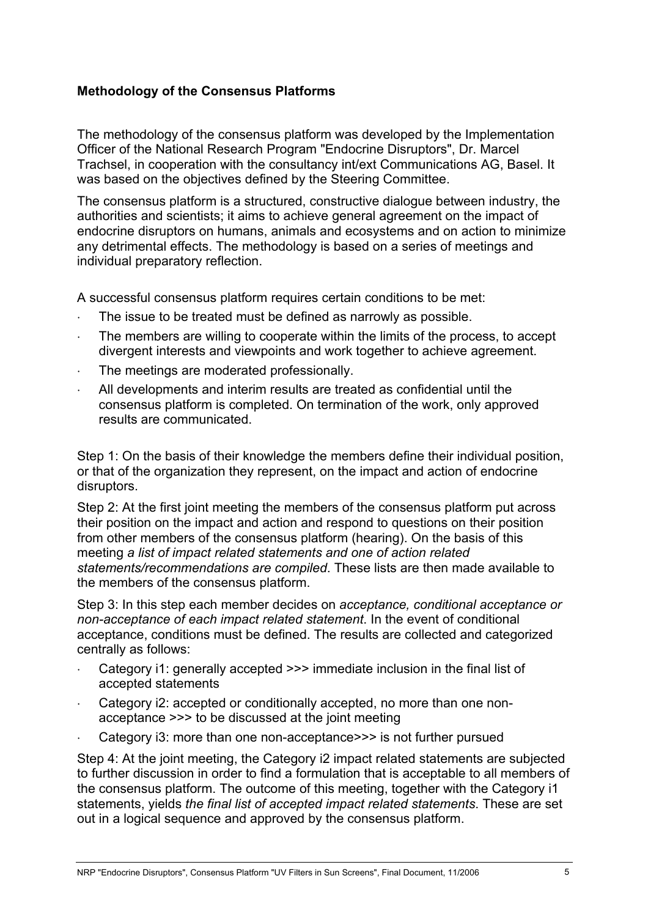**Methodology of the Consensus Platforms**

The methodology of the consensus platform was developed by the Implementation Officer of the National Research Program "Endocrine Disruptors", Dr. Marcel Trachsel, in cooperation with the consultancy int/ext Communications AG, Basel. It was based on the objectives defined by the Steering Committee.

The consensus platform is a structured, constructive dialogue between industry, the authorities and scientists; it aims to achieve general agreement on the impact of endocrine disruptors on humans, animals and ecosystems and on action to minimize any detrimental effects. The methodology is based on a series of meetings and individual preparatory reflection.

A successful consensus platform requires certain conditions to be met:

- The issue to be treated must be defined as narrowly as possible.
- The members are willing to cooperate within the limits of the process, to accept divergent interests and viewpoints and work together to achieve agreement.
- The meetings are moderated professionally.
- All developments and interim results are treated as confidential until the consensus platform is completed. On termination of the work, only approved results are communicated.

Step 1: On the basis of their knowledge the members define their individual position, or that of the organization they represent, on the impact and action of endocrine disruptors.

Step 2: At the first joint meeting the members of the consensus platform put across their position on the impact and action and respond to questions on their position from other members of the consensus platform (hearing). On the basis of this meeting *a list of impact related statements and one of action related statements/recommendations are compiled*. These lists are then made available to the members of the consensus platform.

Step 3: In this step each member decides on *acceptance, conditional acceptance or non-acceptance of each impact related statement*. In the event of conditional acceptance, conditions must be defined. The results are collected and categorized centrally as follows:

- Category i1: generally accepted >>> immediate inclusion in the final list of accepted statements
- Category i2: accepted or conditionally accepted, no more than one non-acceptance >>> to be discussed at the joint meeting
- Category i3: more than one non-acceptance>>> is not further pursued

Step 4: At the joint meeting, the Category i2 impact related statements are subjected to further discussion in order to find a formulation that is acceptable to all members of the consensus platform. The outcome of this meeting, together with the Category i1 statements, yields *the final list of accepted impact related statements*. These are set out in a logical sequence and approved by the consensus platform.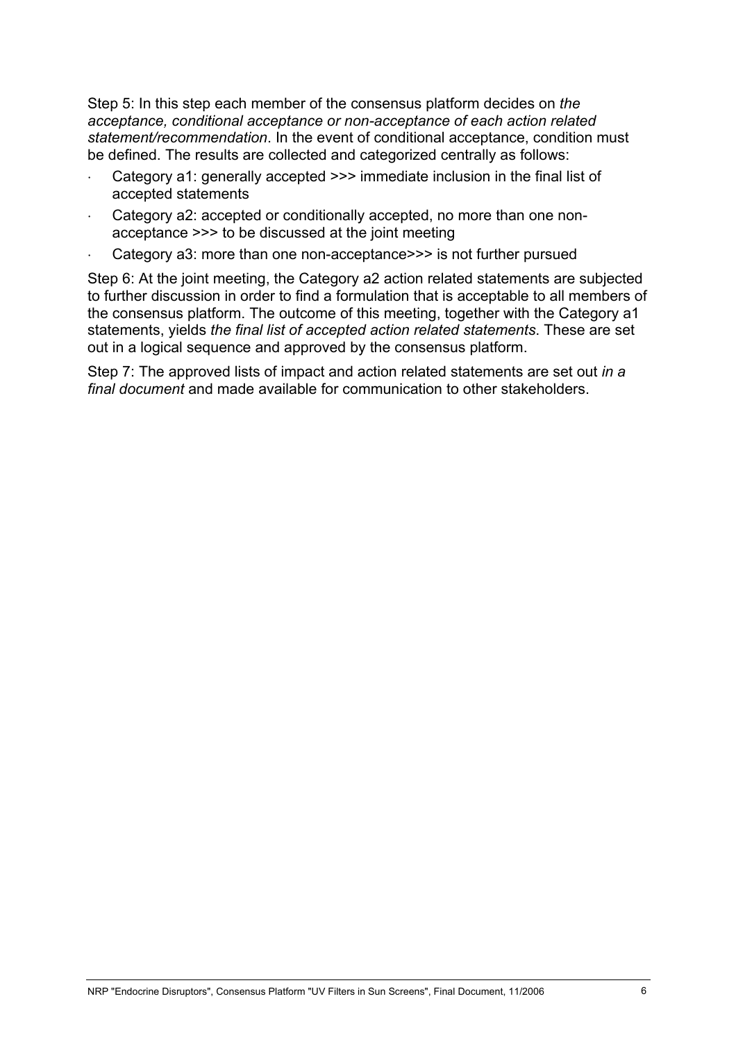Step 5: In this step each member of the consensus platform decides on *the acceptance, conditional acceptance or non-acceptance of each action related statement/recommendation*. In the event of conditional acceptance, condition must be defined. The results are collected and categorized centrally as follows:

- Category a1: generally accepted >>> immediate inclusion in the final list of accepted statements
- Category a2: accepted or conditionally accepted, no more than one non-acceptance >>> to be discussed at the joint meeting
- Category a3: more than one non-acceptance>>> is not further pursued

Step 6: At the joint meeting, the Category a2 action related statements are subjected to further discussion in order to find a formulation that is acceptable to all members of the consensus platform. The outcome of this meeting, together with the Category a1 statements, yields *the final list of accepted action related statements*. These are set out in a logical sequence and approved by the consensus platform.

Step 7: The approved lists of impact and action related statements are set out *in a final document* and made available for communication to other stakeholders.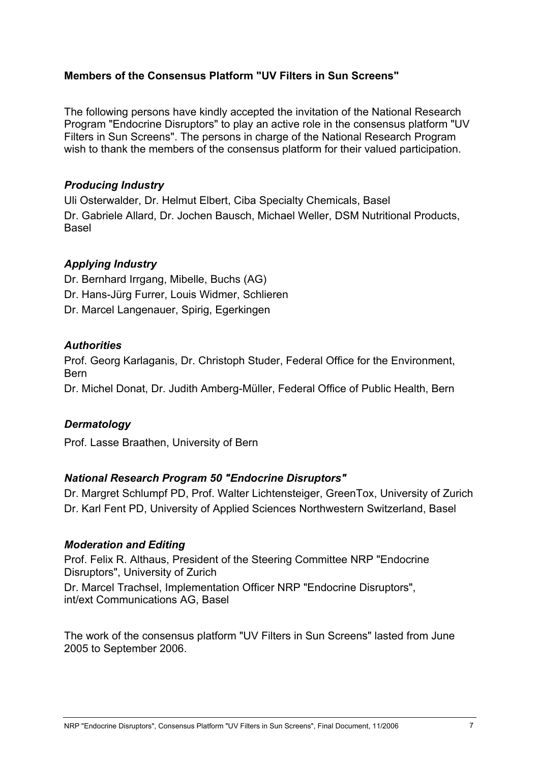**Members of the Consensus Platform "UV Filters in Sun Screens"**

The following persons have kindly accepted the invitation of the National Research Program "Endocrine Disruptors" to play an active role in the consensus platform "UV Filters in Sun Screens". The persons in charge of the National Research Program wish to thank the members of the consensus platform for their valued participation.

### *Producing Industry*

Uli Osterwalder, Dr. Helmut Elbert, Ciba Specialty Chemicals, Basel
Dr. Gabriele Allard, Dr. Jochen Bausch, Michael Weller, DSM Nutritional Products, Basel

### *Applying Industry*

Dr. Bernhard Irrgang, Mibelle, Buchs (AG)
Dr. Hans-Jürg Furrer, Louis Widmer, Schlieren
Dr. Marcel Langenauer, Spirig, Egerkingen

### *Authorities*

Prof. Georg Karlaganis, Dr. Christoph Studer, Federal Office for the Environment, Bern
Dr. Michel Donat, Dr. Judith Amberg-Müller, Federal Office of Public Health, Bern

### *Dermatology*

Prof. Lasse Braathen, University of Bern

### *National Research Program 50 "Endocrine Disruptors"*

Dr. Margret Schlumpf PD, Prof. Walter Lichtensteiger, GreenTox, University of Zurich
Dr. Karl Fent PD, University of Applied Sciences Northwestern Switzerland, Basel

### *Moderation and Editing*

Prof. Felix R. Althaus, President of the Steering Committee NRP "Endocrine Disruptors", University of Zurich
Dr. Marcel Trachsel, Implementation Officer NRP "Endocrine Disruptors", int/ext Communications AG, Basel

The work of the consensus platform "UV Filters in Sun Screens" lasted from June 2005 to September 2006.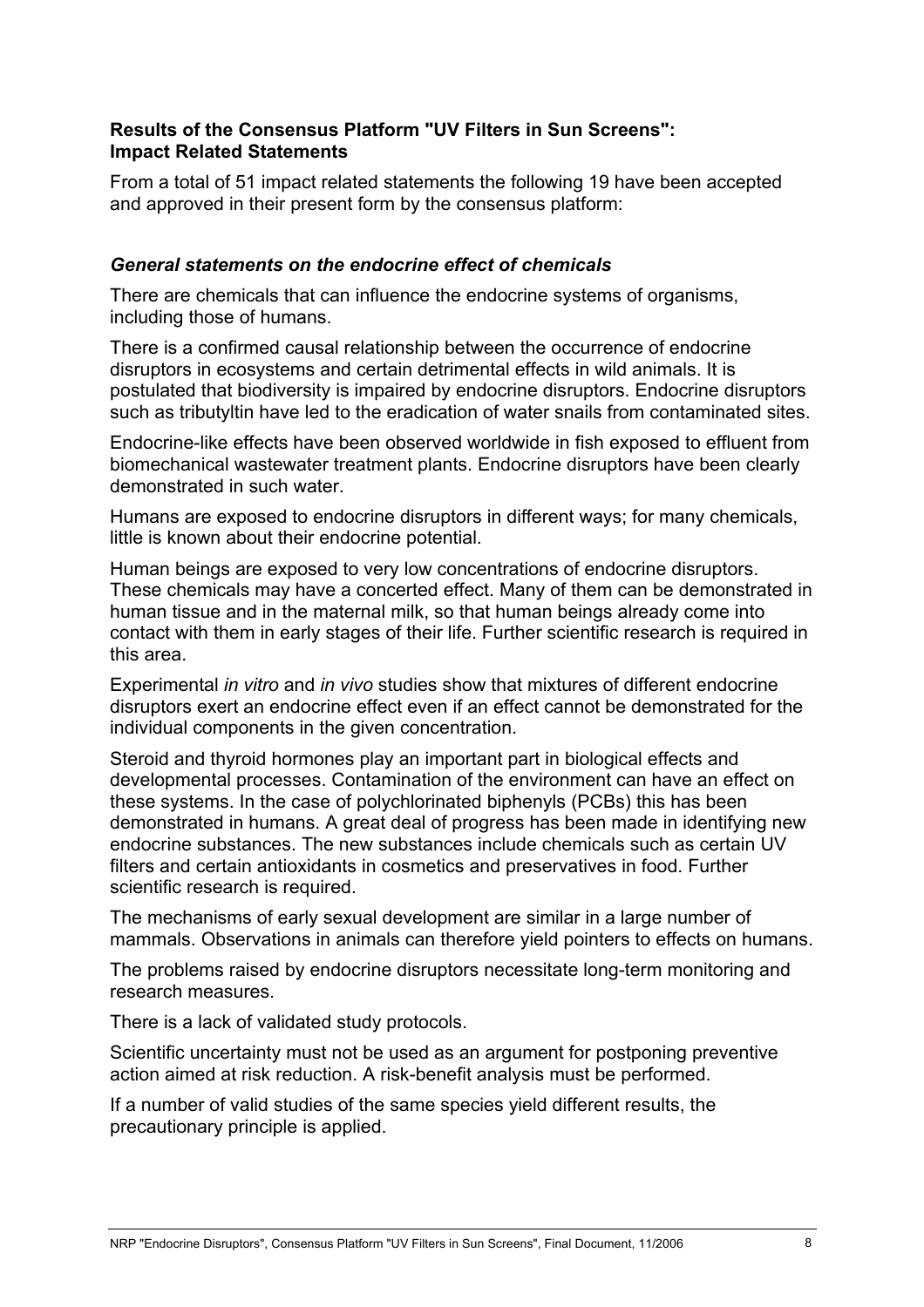**Results of the Consensus Platform "UV Filters in Sun Screens": Impact Related Statements**

From a total of 51 impact related statements the following 19 have been accepted and approved in their present form by the consensus platform:

### *General statements on the endocrine effect of chemicals*

There are chemicals that can influence the endocrine systems of organisms, including those of humans.

There is a confirmed causal relationship between the occurrence of endocrine disruptors in ecosystems and certain detrimental effects in wild animals. It is postulated that biodiversity is impaired by endocrine disruptors. Endocrine disruptors such as tributyltin have led to the eradication of water snails from contaminated sites.

Endocrine-like effects have been observed worldwide in fish exposed to effluent from biomechanical wastewater treatment plants. Endocrine disruptors have been clearly demonstrated in such water.

Humans are exposed to endocrine disruptors in different ways; for many chemicals, little is known about their endocrine potential.

Human beings are exposed to very low concentrations of endocrine disruptors. These chemicals may have a concerted effect. Many of them can be demonstrated in human tissue and in the maternal milk, so that human beings already come into contact with them in early stages of their life. Further scientific research is required in this area.

Experimental *in vitro* and *in vivo* studies show that mixtures of different endocrine disruptors exert an endocrine effect even if an effect cannot be demonstrated for the individual components in the given concentration.

Steroid and thyroid hormones play an important part in biological effects and developmental processes. Contamination of the environment can have an effect on these systems. In the case of polychlorinated biphenyls (PCBs) this has been demonstrated in humans. A great deal of progress has been made in identifying new endocrine substances. The new substances include chemicals such as certain UV filters and certain antioxidants in cosmetics and preservatives in food. Further scientific research is required.

The mechanisms of early sexual development are similar in a large number of mammals. Observations in animals can therefore yield pointers to effects on humans.

The problems raised by endocrine disruptors necessitate long-term monitoring and research measures.

There is a lack of validated study protocols.

Scientific uncertainty must not be used as an argument for postponing preventive action aimed at risk reduction. A risk-benefit analysis must be performed.

If a number of valid studies of the same species yield different results, the precautionary principle is applied.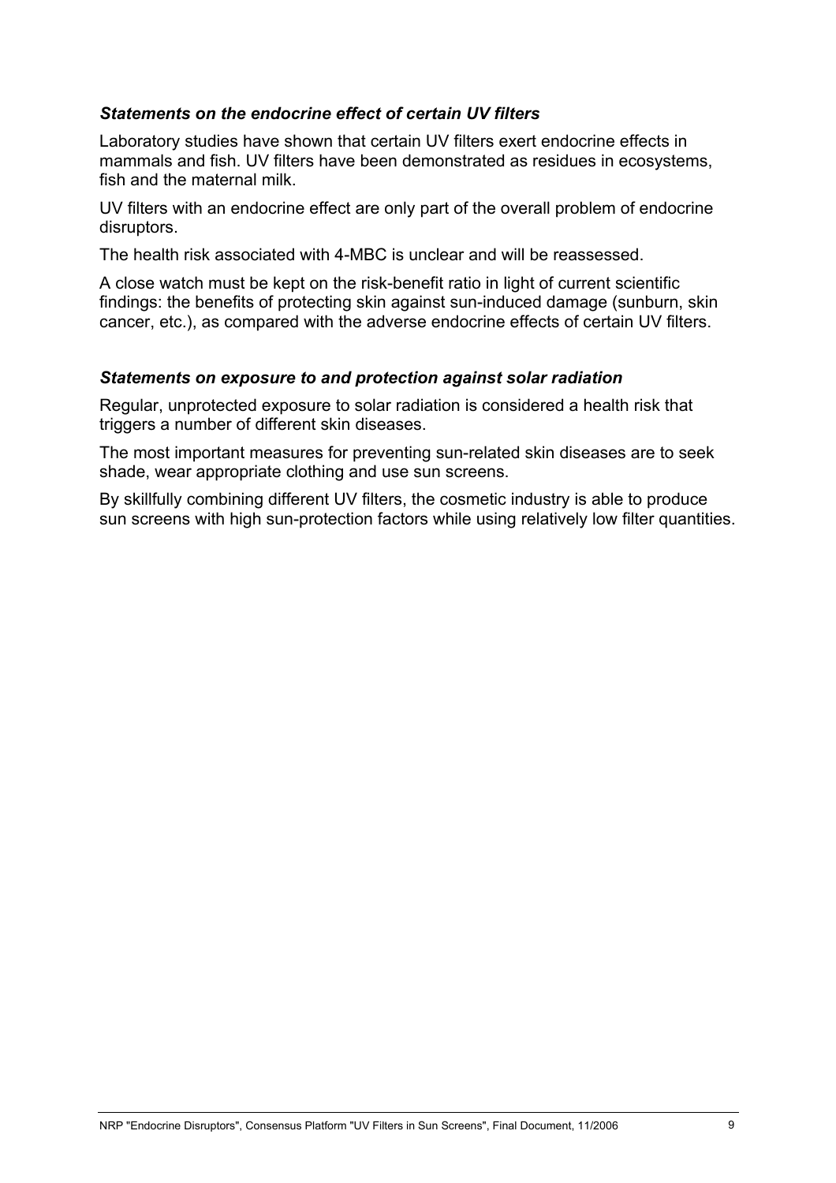### *Statements on the endocrine effect of certain UV filters*

Laboratory studies have shown that certain UV filters exert endocrine effects in mammals and fish. UV filters have been demonstrated as residues in ecosystems, fish and the maternal milk.

UV filters with an endocrine effect are only part of the overall problem of endocrine disruptors.

The health risk associated with 4-MBC is unclear and will be reassessed.

A close watch must be kept on the risk-benefit ratio in light of current scientific findings: the benefits of protecting skin against sun-induced damage (sunburn, skin cancer, etc.), as compared with the adverse endocrine effects of certain UV filters.

### *Statements on exposure to and protection against solar radiation*

Regular, unprotected exposure to solar radiation is considered a health risk that triggers a number of different skin diseases.

The most important measures for preventing sun-related skin diseases are to seek shade, wear appropriate clothing and use sun screens.

By skillfully combining different UV filters, the cosmetic industry is able to produce sun screens with high sun-protection factors while using relatively low filter quantities.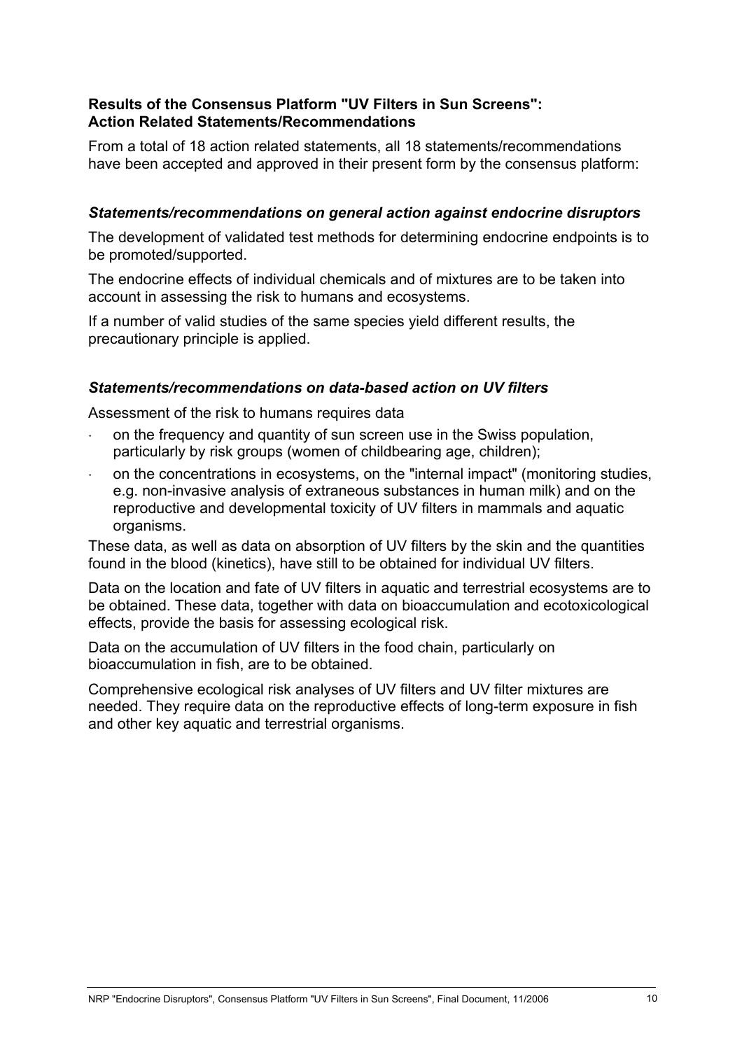**Results of the Consensus Platform "UV Filters in Sun Screens": Action Related Statements/Recommendations**

From a total of 18 action related statements, all 18 statements/recommendations have been accepted and approved in their present form by the consensus platform:

### *Statements/recommendations on general action against endocrine disruptors*

The development of validated test methods for determining endocrine endpoints is to be promoted/supported.

The endocrine effects of individual chemicals and of mixtures are to be taken into account in assessing the risk to humans and ecosystems.

If a number of valid studies of the same species yield different results, the precautionary principle is applied.

### *Statements/recommendations on data-based action on UV filters*

Assessment of the risk to humans requires data

- on the frequency and quantity of sun screen use in the Swiss population, particularly by risk groups (women of childbearing age, children);
- on the concentrations in ecosystems, on the "internal impact" (monitoring studies, e.g. non-invasive analysis of extraneous substances in human milk) and on the reproductive and developmental toxicity of UV filters in mammals and aquatic organisms.

These data, as well as data on absorption of UV filters by the skin and the quantities found in the blood (kinetics), have still to be obtained for individual UV filters.

Data on the location and fate of UV filters in aquatic and terrestrial ecosystems are to be obtained. These data, together with data on bioaccumulation and ecotoxicological effects, provide the basis for assessing ecological risk.

Data on the accumulation of UV filters in the food chain, particularly on bioaccumulation in fish, are to be obtained.

Comprehensive ecological risk analyses of UV filters and UV filter mixtures are needed. They require data on the reproductive effects of long-term exposure in fish and other key aquatic and terrestrial organisms.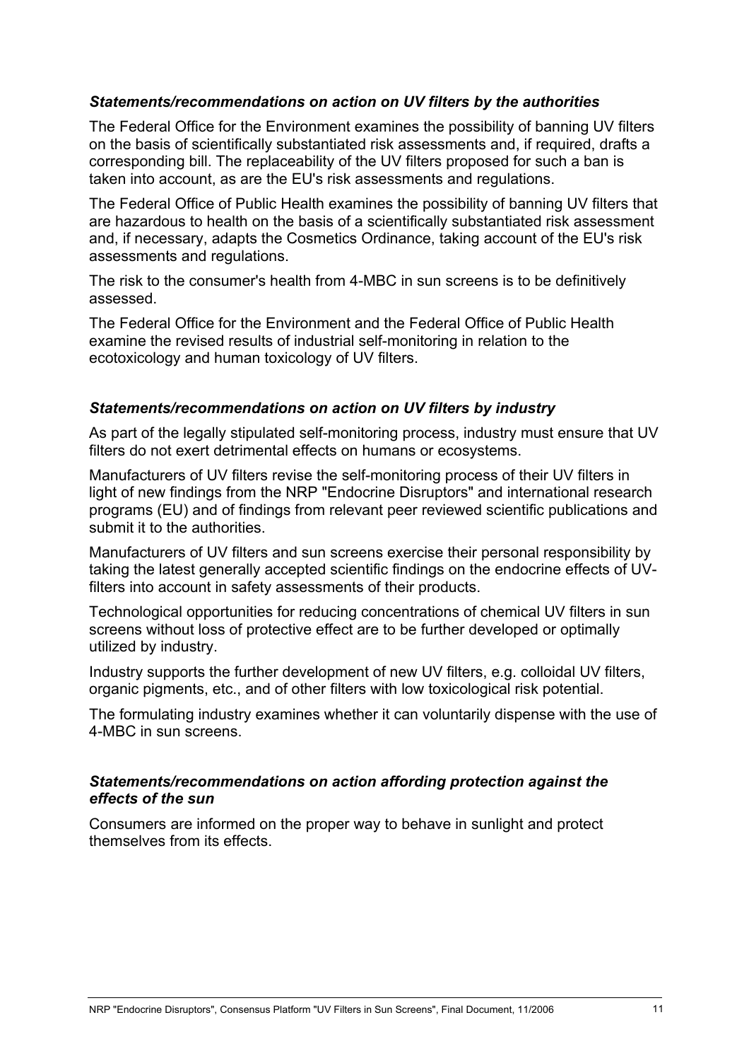### *Statements/recommendations on action on UV filters by the authorities*

The Federal Office for the Environment examines the possibility of banning UV filters on the basis of scientifically substantiated risk assessments and, if required, drafts a corresponding bill. The replaceability of the UV filters proposed for such a ban is taken into account, as are the EU's risk assessments and regulations.

The Federal Office of Public Health examines the possibility of banning UV filters that are hazardous to health on the basis of a scientifically substantiated risk assessment and, if necessary, adapts the Cosmetics Ordinance, taking account of the EU's risk assessments and regulations.

The risk to the consumer's health from 4-MBC in sun screens is to be definitively assessed.

The Federal Office for the Environment and the Federal Office of Public Health examine the revised results of industrial self-monitoring in relation to the ecotoxicology and human toxicology of UV filters.

### *Statements/recommendations on action on UV filters by industry*

As part of the legally stipulated self-monitoring process, industry must ensure that UV filters do not exert detrimental effects on humans or ecosystems.

Manufacturers of UV filters revise the self-monitoring process of their UV filters in light of new findings from the NRP "Endocrine Disruptors" and international research programs (EU) and of findings from relevant peer reviewed scientific publications and submit it to the authorities.

Manufacturers of UV filters and sun screens exercise their personal responsibility by taking the latest generally accepted scientific findings on the endocrine effects of UV-filters into account in safety assessments of their products.

Technological opportunities for reducing concentrations of chemical UV filters in sun screens without loss of protective effect are to be further developed or optimally utilized by industry.

Industry supports the further development of new UV filters, e.g. colloidal UV filters, organic pigments, etc., and of other filters with low toxicological risk potential.

The formulating industry examines whether it can voluntarily dispense with the use of 4-MBC in sun screens.

### *Statements/recommendations on action affording protection against the effects of the sun*

Consumers are informed on the proper way to behave in sunlight and protect themselves from its effects.